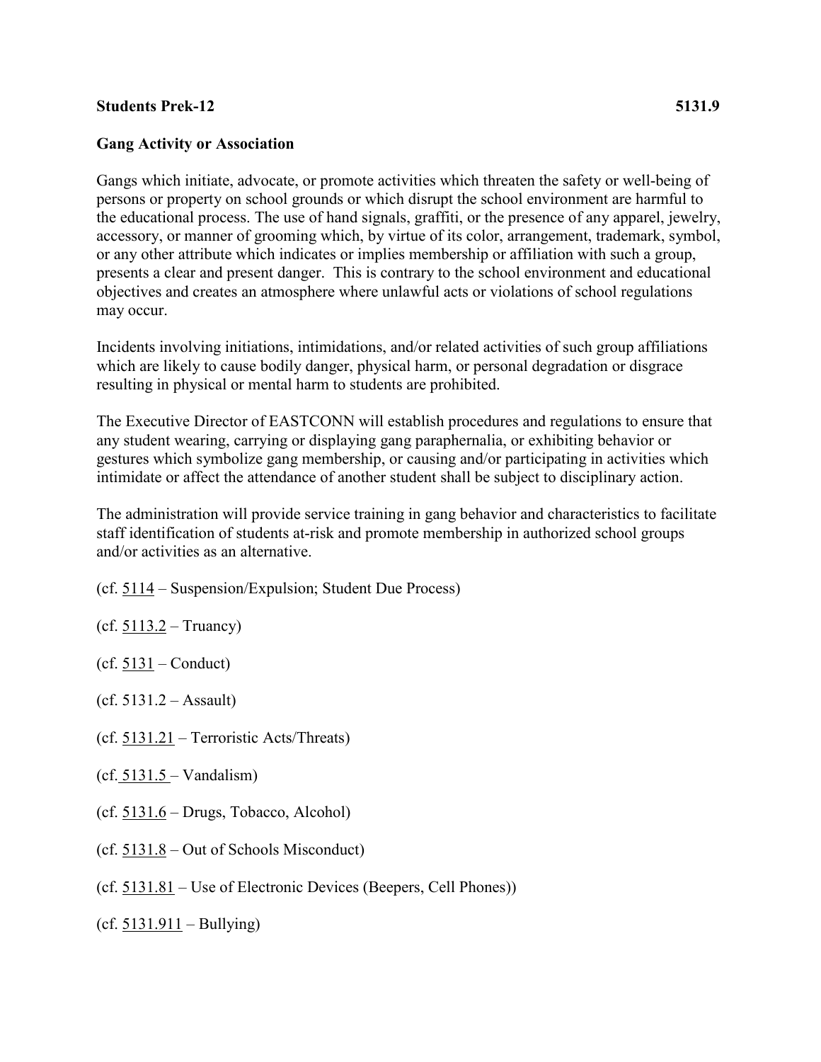**Students Prek-12** **5131.9**

## Gang Activity or Association

Gangs which initiate, advocate, or promote activities which threaten the safety or well-being of persons or property on school grounds or which disrupt the school environment are harmful to the educational process. The use of hand signals, graffiti, or the presence of any apparel, jewelry, accessory, or manner of grooming which, by virtue of its color, arrangement, trademark, symbol, or any other attribute which indicates or implies membership or affiliation with such a group, presents a clear and present danger. This is contrary to the school environment and educational objectives and creates an atmosphere where unlawful acts or violations of school regulations may occur.

Incidents involving initiations, intimidations, and/or related activities of such group affiliations which are likely to cause bodily danger, physical harm, or personal degradation or disgrace resulting in physical or mental harm to students are prohibited.

The Executive Director of EASTCONN will establish procedures and regulations to ensure that any student wearing, carrying or displaying gang paraphernalia, or exhibiting behavior or gestures which symbolize gang membership, or causing and/or participating in activities which intimidate or affect the attendance of another student shall be subject to disciplinary action.

The administration will provide service training in gang behavior and characteristics to facilitate staff identification of students at-risk and promote membership in authorized school groups and/or activities as an alternative.

(cf. 5114 – Suspension/Expulsion; Student Due Process)

(cf. 5113.2 – Truancy)

(cf. 5131 – Conduct)

(cf. 5131.2 – Assault)

(cf. 5131.21 – Terroristic Acts/Threats)

(cf. 5131.5 – Vandalism)

(cf. 5131.6 – Drugs, Tobacco, Alcohol)

(cf. 5131.8 – Out of Schools Misconduct)

(cf. 5131.81 – Use of Electronic Devices (Beepers, Cell Phones))

(cf. 5131.911 – Bullying)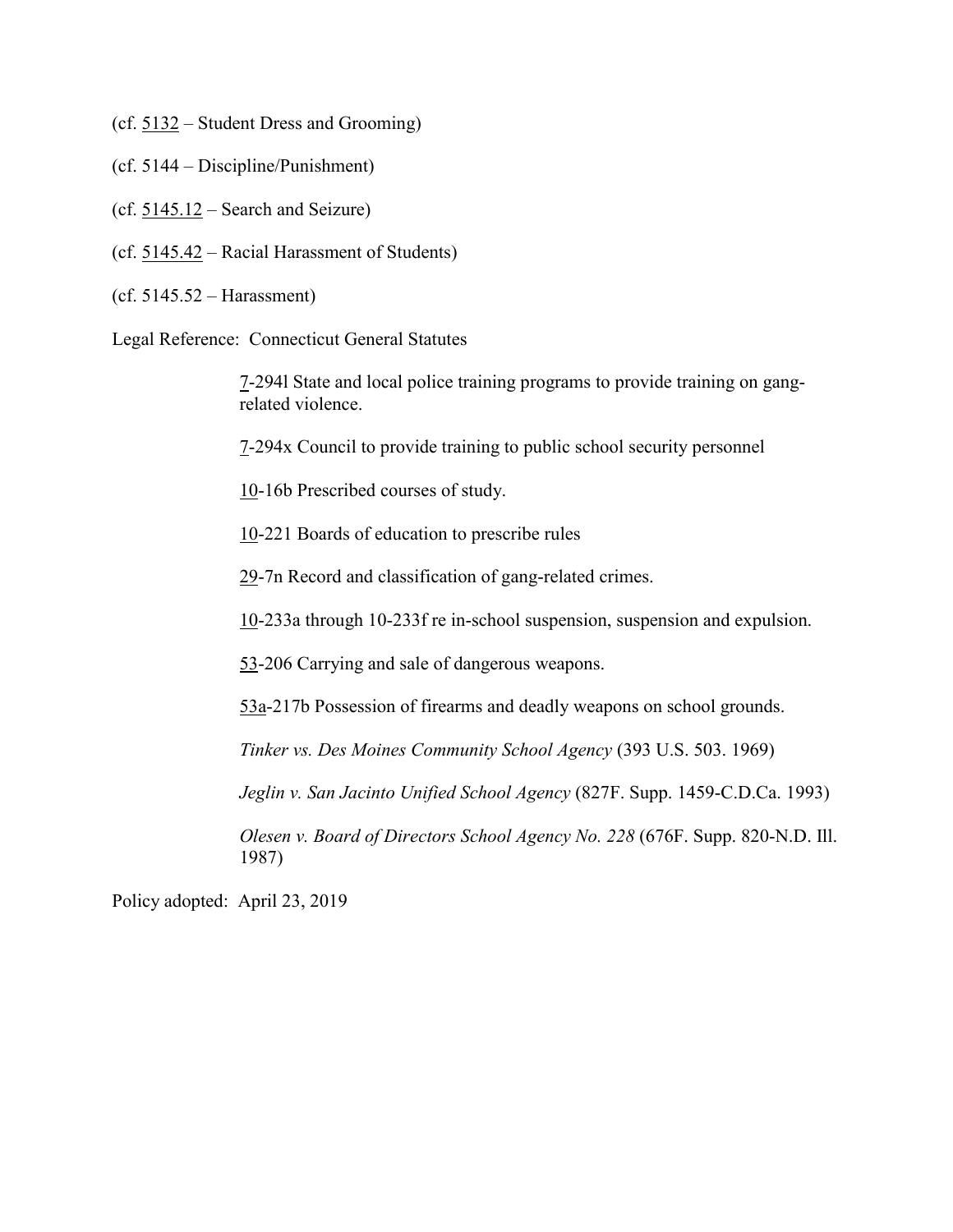(cf. 5132 – Student Dress and Grooming)

(cf. 5144 – Discipline/Punishment)

(cf. 5145.12 – Search and Seizure)

(cf. 5145.42 – Racial Harassment of Students)

(cf. 5145.52 – Harassment)

Legal Reference: Connecticut General Statutes

7-294l State and local police training programs to provide training on gang-related violence.

7-294x Council to provide training to public school security personnel

10-16b Prescribed courses of study.

10-221 Boards of education to prescribe rules

29-7n Record and classification of gang-related crimes.

10-233a through 10-233f re in-school suspension, suspension and expulsion.

53-206 Carrying and sale of dangerous weapons.

53a-217b Possession of firearms and deadly weapons on school grounds.

*Tinker vs. Des Moines Community School Agency* (393 U.S. 503. 1969)

*Jeglin v. San Jacinto Unified School Agency* (827F. Supp. 1459-C.D.Ca. 1993)

*Olesen v. Board of Directors School Agency No. 228* (676F. Supp. 820-N.D. Ill. 1987)

Policy adopted: April 23, 2019